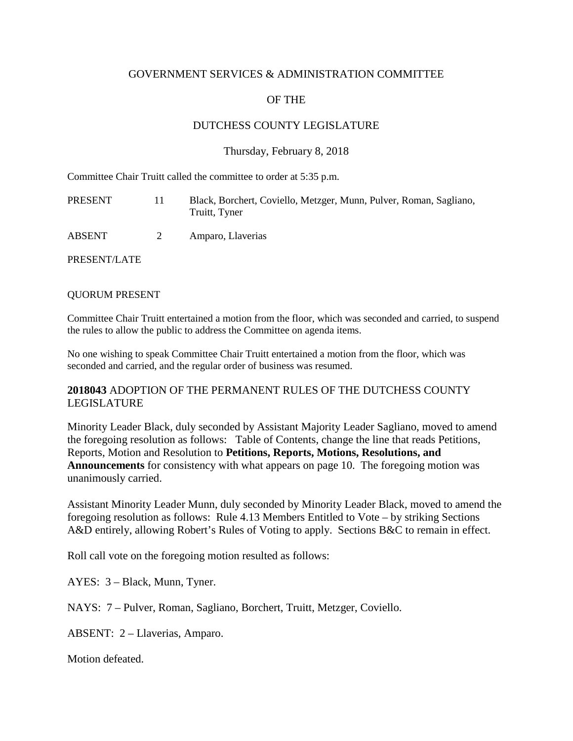GOVERNMENT SERVICES & ADMINISTRATION COMMITTEE

OF THE

DUTCHESS COUNTY LEGISLATURE

Thursday, February 8, 2018

Committee Chair Truitt called the committee to order at 5:35 p.m.

| | | |
|---|---|---|
| PRESENT | 11 | Black, Borchert, Coviello, Metzger, Munn, Pulver, Roman, Sagliano, Truitt, Tyner |
| ABSENT | 2 | Amparo, Llaverias |
| PRESENT/LATE | | |

QUORUM PRESENT

Committee Chair Truitt entertained a motion from the floor, which was seconded and carried, to suspend the rules to allow the public to address the Committee on agenda items.

No one wishing to speak Committee Chair Truitt entertained a motion from the floor, which was seconded and carried, and the regular order of business was resumed.

**2018043** ADOPTION OF THE PERMANENT RULES OF THE DUTCHESS COUNTY LEGISLATURE

Minority Leader Black, duly seconded by Assistant Majority Leader Sagliano, moved to amend the foregoing resolution as follows: Table of Contents, change the line that reads Petitions, Reports, Motion and Resolution to **Petitions, Reports, Motions, Resolutions, and Announcements** for consistency with what appears on page 10. The foregoing motion was unanimously carried.

Assistant Minority Leader Munn, duly seconded by Minority Leader Black, moved to amend the foregoing resolution as follows: Rule 4.13 Members Entitled to Vote – by striking Sections A&D entirely, allowing Robert's Rules of Voting to apply. Sections B&C to remain in effect.

Roll call vote on the foregoing motion resulted as follows:

AYES: 3 – Black, Munn, Tyner.

NAYS: 7 – Pulver, Roman, Sagliano, Borchert, Truitt, Metzger, Coviello.

ABSENT: 2 – Llaverias, Amparo.

Motion defeated.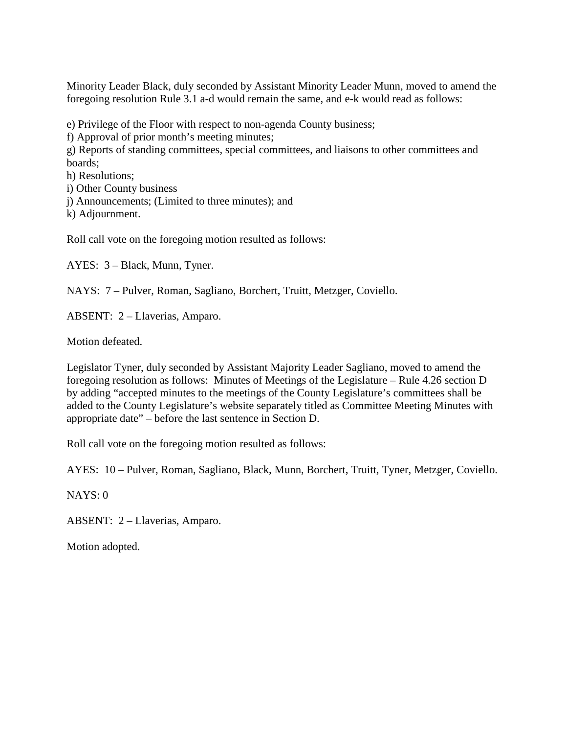Minority Leader Black, duly seconded by Assistant Minority Leader Munn, moved to amend the foregoing resolution Rule 3.1 a-d would remain the same, and e-k would read as follows:

e) Privilege of the Floor with respect to non-agenda County business;
f) Approval of prior month's meeting minutes;
g) Reports of standing committees, special committees, and liaisons to other committees and boards;
h) Resolutions;
i) Other County business
j) Announcements; (Limited to three minutes); and
k) Adjournment.

Roll call vote on the foregoing motion resulted as follows:

AYES: 3 – Black, Munn, Tyner.

NAYS: 7 – Pulver, Roman, Sagliano, Borchert, Truitt, Metzger, Coviello.

ABSENT: 2 – Llaverias, Amparo.

Motion defeated.

Legislator Tyner, duly seconded by Assistant Majority Leader Sagliano, moved to amend the foregoing resolution as follows: Minutes of Meetings of the Legislature – Rule 4.26 section D by adding "accepted minutes to the meetings of the County Legislature's committees shall be added to the County Legislature's website separately titled as Committee Meeting Minutes with appropriate date" – before the last sentence in Section D.

Roll call vote on the foregoing motion resulted as follows:

AYES: 10 – Pulver, Roman, Sagliano, Black, Munn, Borchert, Truitt, Tyner, Metzger, Coviello.

NAYS: 0

ABSENT: 2 – Llaverias, Amparo.

Motion adopted.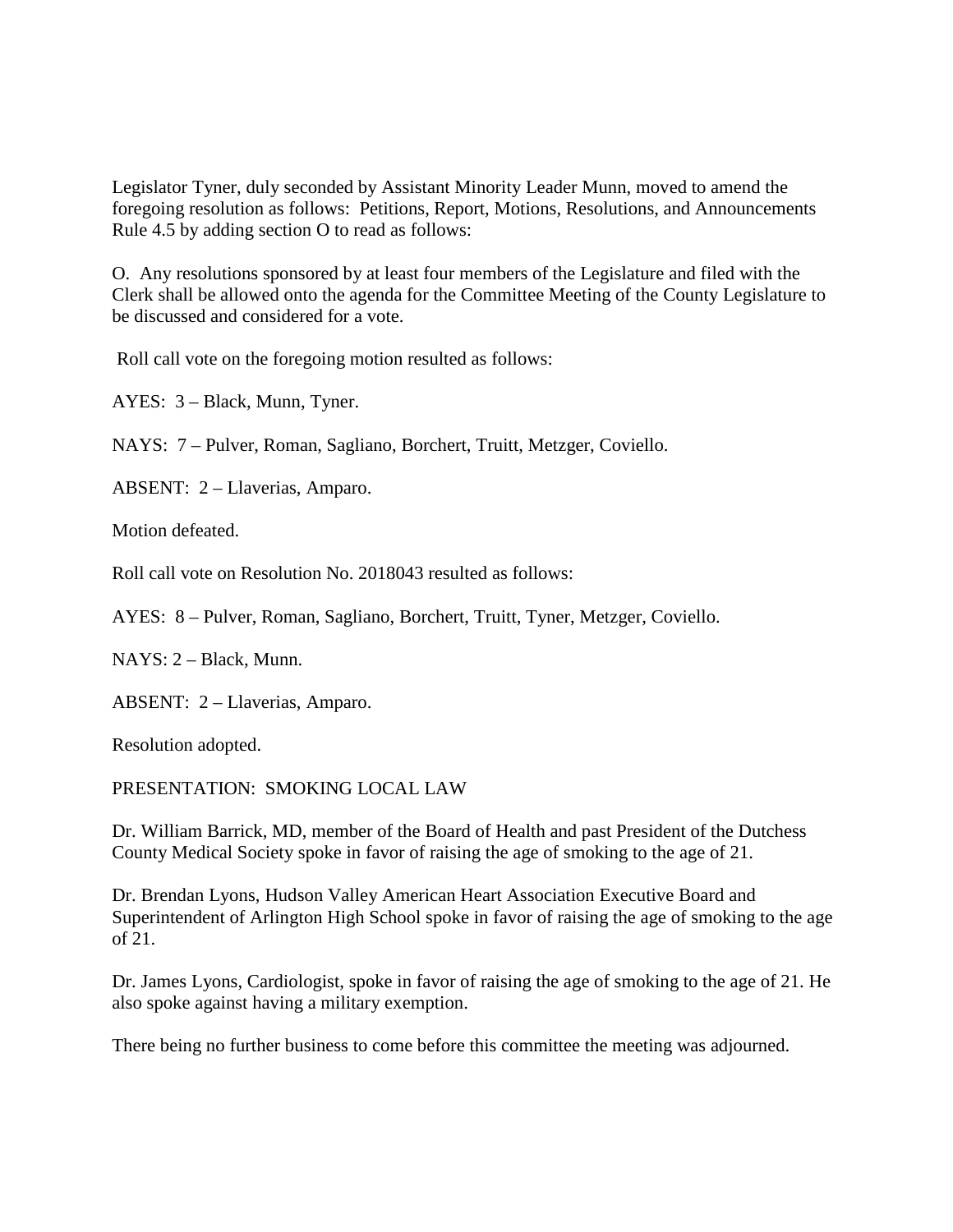Legislator Tyner, duly seconded by Assistant Minority Leader Munn, moved to amend the foregoing resolution as follows: Petitions, Report, Motions, Resolutions, and Announcements Rule 4.5 by adding section O to read as follows:

O. Any resolutions sponsored by at least four members of the Legislature and filed with the Clerk shall be allowed onto the agenda for the Committee Meeting of the County Legislature to be discussed and considered for a vote.

Roll call vote on the foregoing motion resulted as follows:

AYES: 3 – Black, Munn, Tyner.

NAYS: 7 – Pulver, Roman, Sagliano, Borchert, Truitt, Metzger, Coviello.

ABSENT: 2 – Llaverias, Amparo.

Motion defeated.

Roll call vote on Resolution No. 2018043 resulted as follows:

AYES: 8 – Pulver, Roman, Sagliano, Borchert, Truitt, Tyner, Metzger, Coviello.

NAYS: 2 – Black, Munn.

ABSENT: 2 – Llaverias, Amparo.

Resolution adopted.

PRESENTATION: SMOKING LOCAL LAW

Dr. William Barrick, MD, member of the Board of Health and past President of the Dutchess County Medical Society spoke in favor of raising the age of smoking to the age of 21.

Dr. Brendan Lyons, Hudson Valley American Heart Association Executive Board and Superintendent of Arlington High School spoke in favor of raising the age of smoking to the age of 21.

Dr. James Lyons, Cardiologist, spoke in favor of raising the age of smoking to the age of 21. He also spoke against having a military exemption.

There being no further business to come before this committee the meeting was adjourned.